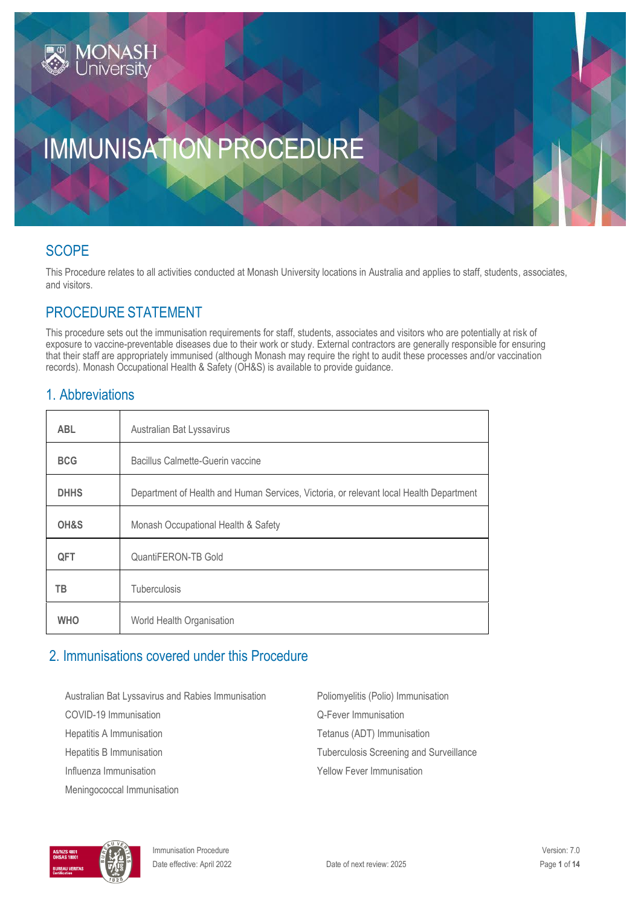# IMMUNISATION PROCEDURE

## SCOPE

This Procedure relates to all activities conducted at Monash University locations in Australia and applies to staff, students, associates, and visitors.

## PROCEDURE STATEMENT

This procedure sets out the immunisation requirements for staff, students, associates and visitors who are potentially at risk of exposure to vaccine-preventable diseases due to their work or study. External contractors are generally responsible for ensuring that their staff are appropriately immunised (although Monash may require the right to audit these processes and/or vaccination records). Monash Occupational Health & Safety (OH&S) is available to provide guidance.

## 1. Abbreviations

| | |
|---|---|
| **ABL** | Australian Bat Lyssavirus |
| **BCG** | Bacillus Calmette-Guerin vaccine |
| **DHHS** | Department of Health and Human Services, Victoria, or relevant local Health Department |
| **OH&S** | Monash Occupational Health & Safety |
| **QFT** | QuantiFERON-TB Gold |
| **TB** | Tuberculosis |
| **WHO** | World Health Organisation |

## 2. Immunisations covered under this Procedure

- Australian Bat Lyssavirus and Rabies Immunisation
- COVID-19 Immunisation
- Hepatitis A Immunisation
- Hepatitis B Immunisation
- Influenza Immunisation
- Meningococcal Immunisation
- Poliomyelitis (Polio) Immunisation
- Q-Fever Immunisation
- Tetanus (ADT) Immunisation
- Tuberculosis Screening and Surveillance
- Yellow Fever Immunisation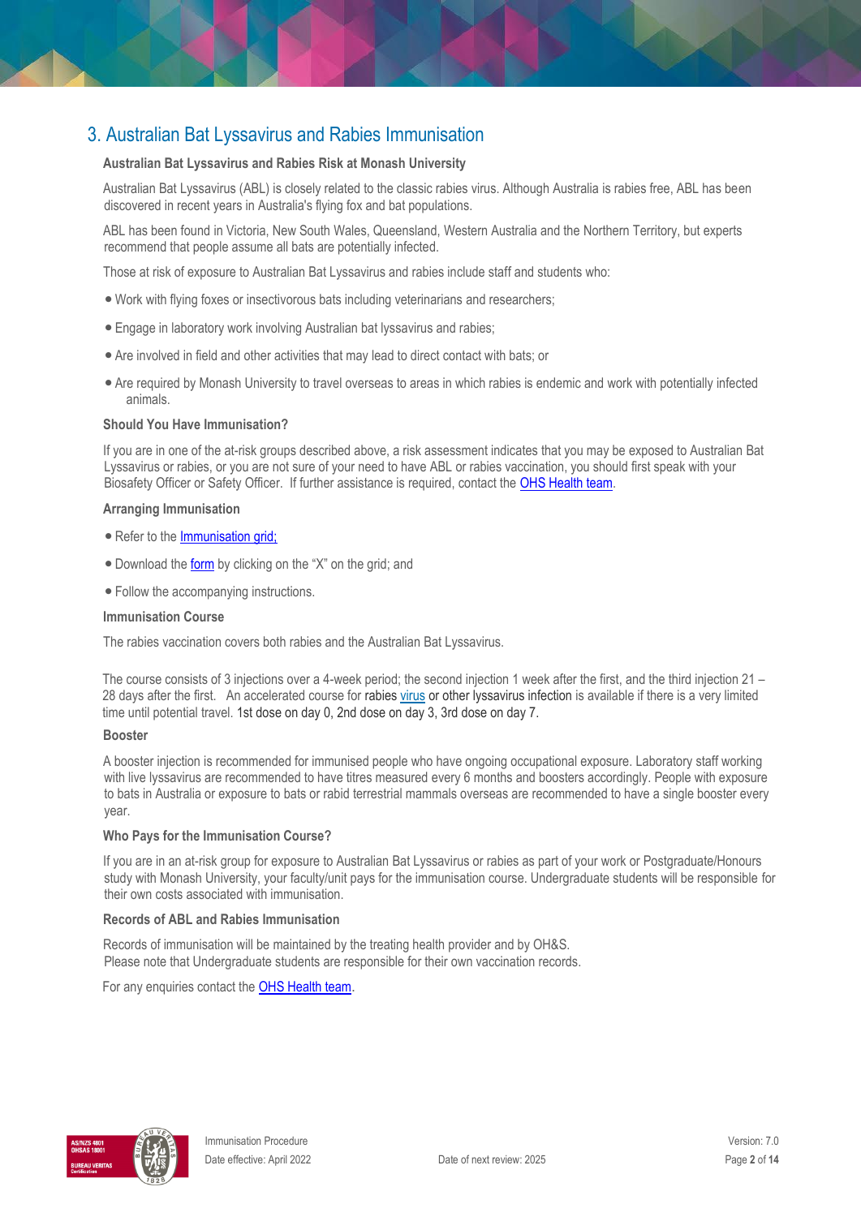## 3. Australian Bat Lyssavirus and Rabies Immunisation

### Australian Bat Lyssavirus and Rabies Risk at Monash University

Australian Bat Lyssavirus (ABL) is closely related to the classic rabies virus. Although Australia is rabies free, ABL has been discovered in recent years in Australia's flying fox and bat populations.

ABL has been found in Victoria, New South Wales, Queensland, Western Australia and the Northern Territory, but experts recommend that people assume all bats are potentially infected.

Those at risk of exposure to Australian Bat Lyssavirus and rabies include staff and students who:

- Work with flying foxes or insectivorous bats including veterinarians and researchers;
- Engage in laboratory work involving Australian bat lyssavirus and rabies;
- Are involved in field and other activities that may lead to direct contact with bats; or
- Are required by Monash University to travel overseas to areas in which rabies is endemic and work with potentially infected animals.

### Should You Have Immunisation?

If you are in one of the at-risk groups described above, a risk assessment indicates that you may be exposed to Australian Bat Lyssavirus or rabies, or you are not sure of your need to have ABL or rabies vaccination, you should first speak with your Biosafety Officer or Safety Officer. If further assistance is required, contact the OHS Health team.

### Arranging Immunisation

- Refer to the Immunisation grid;
- Download the form by clicking on the "X" on the grid; and
- Follow the accompanying instructions.

### Immunisation Course

The rabies vaccination covers both rabies and the Australian Bat Lyssavirus.

The course consists of 3 injections over a 4-week period; the second injection 1 week after the first, and the third injection 21 – 28 days after the first. An accelerated course for rabies virus or other lyssavirus infection is available if there is a very limited time until potential travel. 1st dose on day 0, 2nd dose on day 3, 3rd dose on day 7.

### Booster

A booster injection is recommended for immunised people who have ongoing occupational exposure. Laboratory staff working with live lyssavirus are recommended to have titres measured every 6 months and boosters accordingly. People with exposure to bats in Australia or exposure to bats or rabid terrestrial mammals overseas are recommended to have a single booster every year.

### Who Pays for the Immunisation Course?

If you are in an at-risk group for exposure to Australian Bat Lyssavirus or rabies as part of your work or Postgraduate/Honours study with Monash University, your faculty/unit pays for the immunisation course. Undergraduate students will be responsible for their own costs associated with immunisation.

### Records of ABL and Rabies Immunisation

Records of immunisation will be maintained by the treating health provider and by OH&S.
Please note that Undergraduate students are responsible for their own vaccination records.

For any enquiries contact the OHS Health team.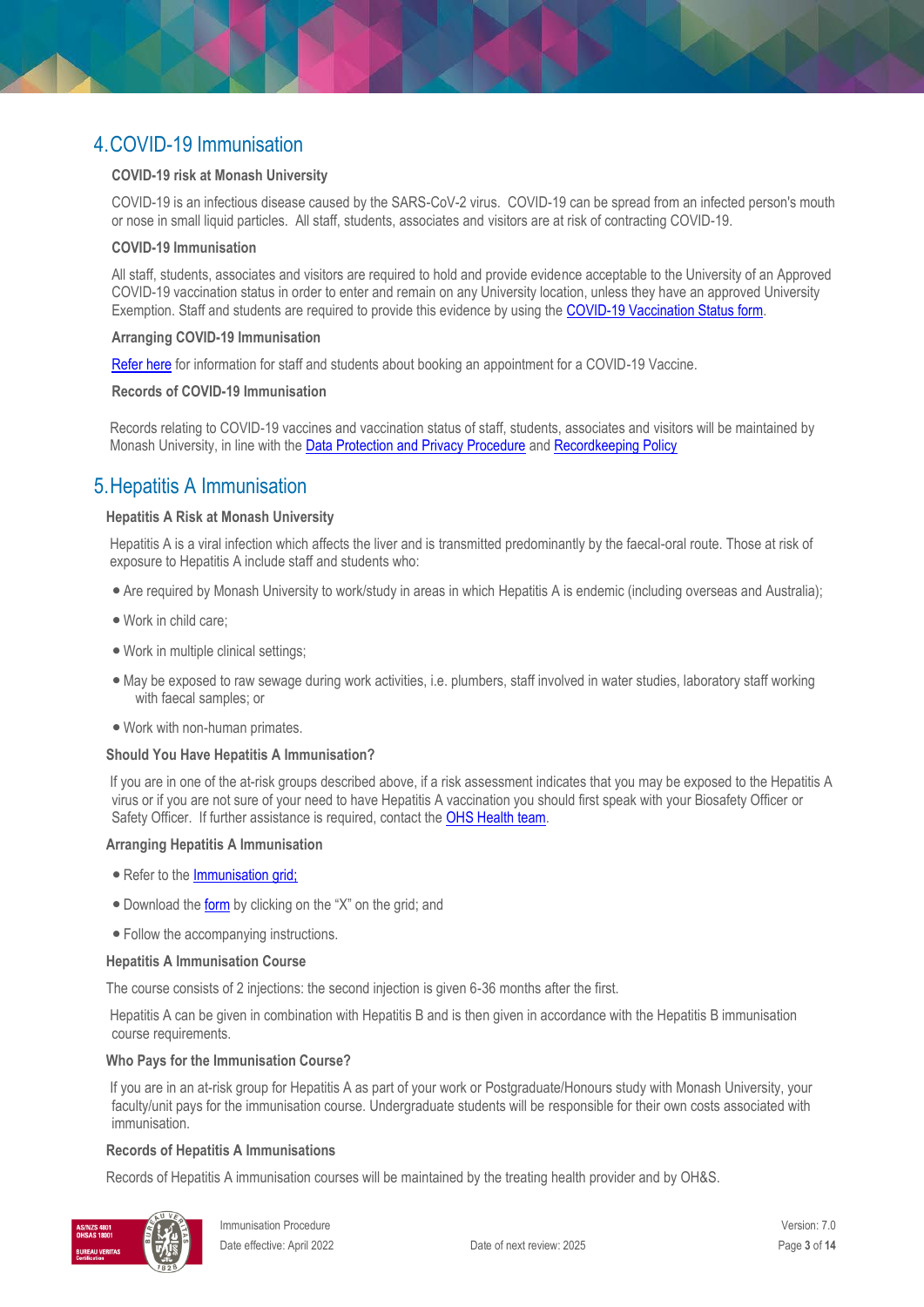## 4. COVID-19 Immunisation

### COVID-19 risk at Monash University

COVID-19 is an infectious disease caused by the SARS-CoV-2 virus. COVID-19 can be spread from an infected person's mouth or nose in small liquid particles. All staff, students, associates and visitors are at risk of contracting COVID-19.

### COVID-19 Immunisation

All staff, students, associates and visitors are required to hold and provide evidence acceptable to the University of an Approved COVID-19 vaccination status in order to enter and remain on any University location, unless they have an approved University Exemption. Staff and students are required to provide this evidence by using the COVID-19 Vaccination Status form.

### Arranging COVID-19 Immunisation

Refer here for information for staff and students about booking an appointment for a COVID-19 Vaccine.

### Records of COVID-19 Immunisation

Records relating to COVID-19 vaccines and vaccination status of staff, students, associates and visitors will be maintained by Monash University, in line with the Data Protection and Privacy Procedure and Recordkeeping Policy

## 5. Hepatitis A Immunisation

### Hepatitis A Risk at Monash University

Hepatitis A is a viral infection which affects the liver and is transmitted predominantly by the faecal-oral route. Those at risk of exposure to Hepatitis A include staff and students who:

- Are required by Monash University to work/study in areas in which Hepatitis A is endemic (including overseas and Australia);
- Work in child care;
- Work in multiple clinical settings;
- May be exposed to raw sewage during work activities, i.e. plumbers, staff involved in water studies, laboratory staff working with faecal samples; or
- Work with non-human primates.

### Should You Have Hepatitis A Immunisation?

If you are in one of the at-risk groups described above, if a risk assessment indicates that you may be exposed to the Hepatitis A virus or if you are not sure of your need to have Hepatitis A vaccination you should first speak with your Biosafety Officer or Safety Officer. If further assistance is required, contact the OHS Health team.

### Arranging Hepatitis A Immunisation

- Refer to the Immunisation grid;
- Download the form by clicking on the "X" on the grid; and
- Follow the accompanying instructions.

### Hepatitis A Immunisation Course

The course consists of 2 injections: the second injection is given 6-36 months after the first.

Hepatitis A can be given in combination with Hepatitis B and is then given in accordance with the Hepatitis B immunisation course requirements.

### Who Pays for the Immunisation Course?

If you are in an at-risk group for Hepatitis A as part of your work or Postgraduate/Honours study with Monash University, your faculty/unit pays for the immunisation course. Undergraduate students will be responsible for their own costs associated with immunisation.

### Records of Hepatitis A Immunisations

Records of Hepatitis A immunisation courses will be maintained by the treating health provider and by OH&S.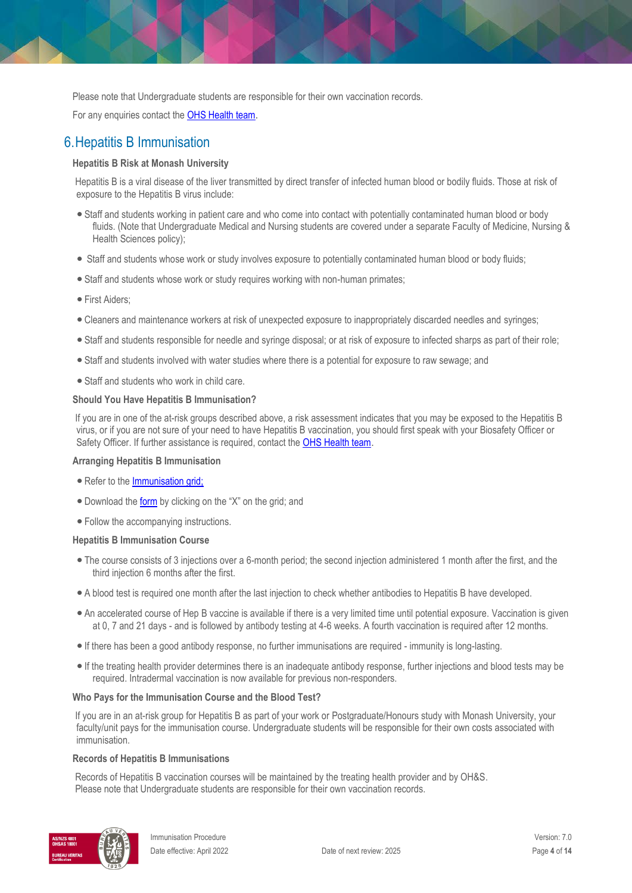Please note that Undergraduate students are responsible for their own vaccination records.

For any enquiries contact the OHS Health team.

## 6. Hepatitis B Immunisation

**Hepatitis B Risk at Monash University**

Hepatitis B is a viral disease of the liver transmitted by direct transfer of infected human blood or bodily fluids. Those at risk of exposure to the Hepatitis B virus include:

- Staff and students working in patient care and who come into contact with potentially contaminated human blood or body fluids. (Note that Undergraduate Medical and Nursing students are covered under a separate Faculty of Medicine, Nursing & Health Sciences policy);
- Staff and students whose work or study involves exposure to potentially contaminated human blood or body fluids;
- Staff and students whose work or study requires working with non-human primates;
- First Aiders;
- Cleaners and maintenance workers at risk of unexpected exposure to inappropriately discarded needles and syringes;
- Staff and students responsible for needle and syringe disposal; or at risk of exposure to infected sharps as part of their role;
- Staff and students involved with water studies where there is a potential for exposure to raw sewage; and
- Staff and students who work in child care.

**Should You Have Hepatitis B Immunisation?**

If you are in one of the at-risk groups described above, a risk assessment indicates that you may be exposed to the Hepatitis B virus, or if you are not sure of your need to have Hepatitis B vaccination, you should first speak with your Biosafety Officer or Safety Officer. If further assistance is required, contact the OHS Health team.

**Arranging Hepatitis B Immunisation**

- Refer to the Immunisation grid;
- Download the form by clicking on the "X" on the grid; and
- Follow the accompanying instructions.

**Hepatitis B Immunisation Course**

- The course consists of 3 injections over a 6-month period; the second injection administered 1 month after the first, and the third injection 6 months after the first.
- A blood test is required one month after the last injection to check whether antibodies to Hepatitis B have developed.
- An accelerated course of Hep B vaccine is available if there is a very limited time until potential exposure. Vaccination is given at 0, 7 and 21 days - and is followed by antibody testing at 4-6 weeks. A fourth vaccination is required after 12 months.
- If there has been a good antibody response, no further immunisations are required - immunity is long-lasting.
- If the treating health provider determines there is an inadequate antibody response, further injections and blood tests may be required. Intradermal vaccination is now available for previous non-responders.

**Who Pays for the Immunisation Course and the Blood Test?**

If you are in an at-risk group for Hepatitis B as part of your work or Postgraduate/Honours study with Monash University, your faculty/unit pays for the immunisation course. Undergraduate students will be responsible for their own costs associated with immunisation.

**Records of Hepatitis B Immunisations**

Records of Hepatitis B vaccination courses will be maintained by the treating health provider and by OH&S.
Please note that Undergraduate students are responsible for their own vaccination records.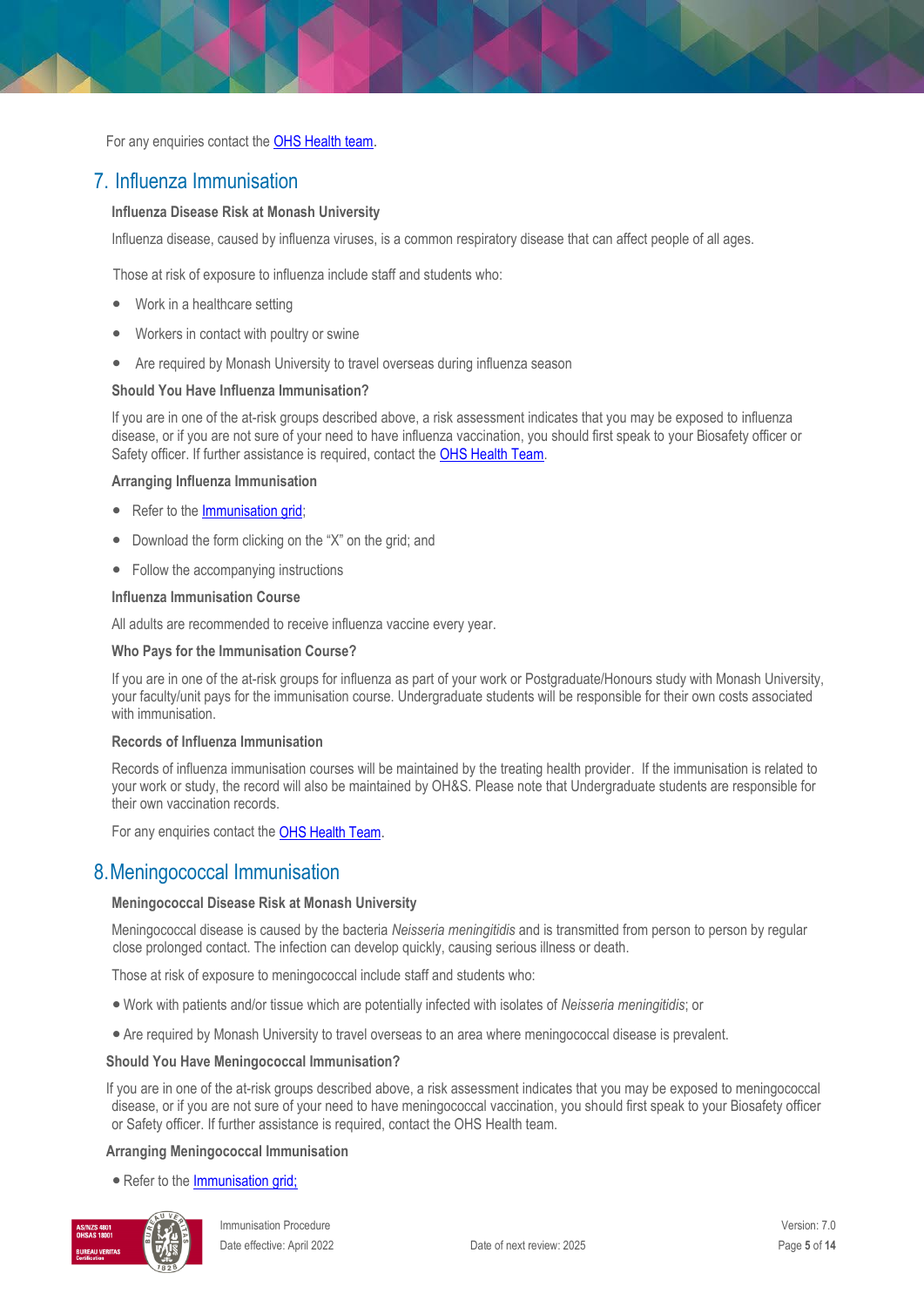For any enquiries contact the OHS Health team.

## 7. Influenza Immunisation

### Influenza Disease Risk at Monash University

Influenza disease, caused by influenza viruses, is a common respiratory disease that can affect people of all ages.

Those at risk of exposure to influenza include staff and students who:

- Work in a healthcare setting
- Workers in contact with poultry or swine
- Are required by Monash University to travel overseas during influenza season

### Should You Have Influenza Immunisation?

If you are in one of the at-risk groups described above, a risk assessment indicates that you may be exposed to influenza disease, or if you are not sure of your need to have influenza vaccination, you should first speak to your Biosafety officer or Safety officer. If further assistance is required, contact the OHS Health Team.

### Arranging Influenza Immunisation

- Refer to the Immunisation grid;
- Download the form clicking on the "X" on the grid; and
- Follow the accompanying instructions

### Influenza Immunisation Course

All adults are recommended to receive influenza vaccine every year.

### Who Pays for the Immunisation Course?

If you are in one of the at-risk groups for influenza as part of your work or Postgraduate/Honours study with Monash University, your faculty/unit pays for the immunisation course. Undergraduate students will be responsible for their own costs associated with immunisation.

### Records of Influenza Immunisation

Records of influenza immunisation courses will be maintained by the treating health provider. If the immunisation is related to your work or study, the record will also be maintained by OH&S. Please note that Undergraduate students are responsible for their own vaccination records.

For any enquiries contact the OHS Health Team.

## 8. Meningococcal Immunisation

### Meningococcal Disease Risk at Monash University

Meningococcal disease is caused by the bacteria *Neisseria meningitidis* and is transmitted from person to person by regular close prolonged contact. The infection can develop quickly, causing serious illness or death.

Those at risk of exposure to meningococcal include staff and students who:

- Work with patients and/or tissue which are potentially infected with isolates of *Neisseria meningitidis*; or
- Are required by Monash University to travel overseas to an area where meningococcal disease is prevalent.

### Should You Have Meningococcal Immunisation?

If you are in one of the at-risk groups described above, a risk assessment indicates that you may be exposed to meningococcal disease, or if you are not sure of your need to have meningococcal vaccination, you should first speak to your Biosafety officer or Safety officer. If further assistance is required, contact the OHS Health team.

### Arranging Meningococcal Immunisation

- Refer to the Immunisation grid;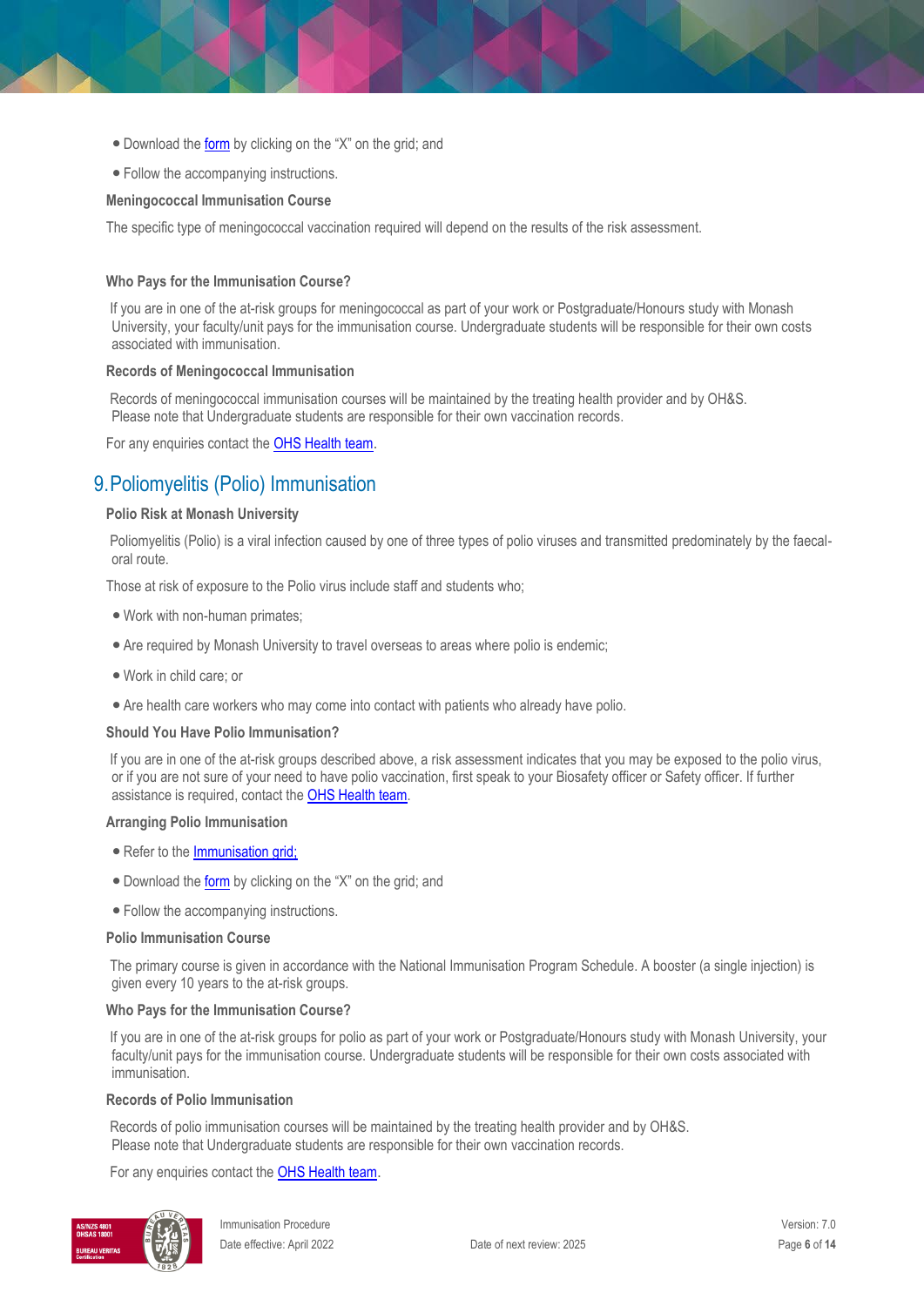- Download the form by clicking on the "X" on the grid; and
- Follow the accompanying instructions.

**Meningococcal Immunisation Course**

The specific type of meningococcal vaccination required will depend on the results of the risk assessment.

**Who Pays for the Immunisation Course?**

If you are in one of the at-risk groups for meningococcal as part of your work or Postgraduate/Honours study with Monash University, your faculty/unit pays for the immunisation course. Undergraduate students will be responsible for their own costs associated with immunisation.

**Records of Meningococcal Immunisation**

Records of meningococcal immunisation courses will be maintained by the treating health provider and by OH&S. Please note that Undergraduate students are responsible for their own vaccination records.

For any enquiries contact the OHS Health team.

## 9. Poliomyelitis (Polio) Immunisation

**Polio Risk at Monash University**

Poliomyelitis (Polio) is a viral infection caused by one of three types of polio viruses and transmitted predominately by the faecal-oral route.

Those at risk of exposure to the Polio virus include staff and students who;

- Work with non-human primates;
- Are required by Monash University to travel overseas to areas where polio is endemic;
- Work in child care; or
- Are health care workers who may come into contact with patients who already have polio.

**Should You Have Polio Immunisation?**

If you are in one of the at-risk groups described above, a risk assessment indicates that you may be exposed to the polio virus, or if you are not sure of your need to have polio vaccination, first speak to your Biosafety officer or Safety officer. If further assistance is required, contact the OHS Health team.

**Arranging Polio Immunisation**

- Refer to the Immunisation grid;
- Download the form by clicking on the "X" on the grid; and
- Follow the accompanying instructions.

**Polio Immunisation Course**

The primary course is given in accordance with the National Immunisation Program Schedule. A booster (a single injection) is given every 10 years to the at-risk groups.

**Who Pays for the Immunisation Course?**

If you are in one of the at-risk groups for polio as part of your work or Postgraduate/Honours study with Monash University, your faculty/unit pays for the immunisation course. Undergraduate students will be responsible for their own costs associated with immunisation.

**Records of Polio Immunisation**

Records of polio immunisation courses will be maintained by the treating health provider and by OH&S. Please note that Undergraduate students are responsible for their own vaccination records.

For any enquiries contact the OHS Health team.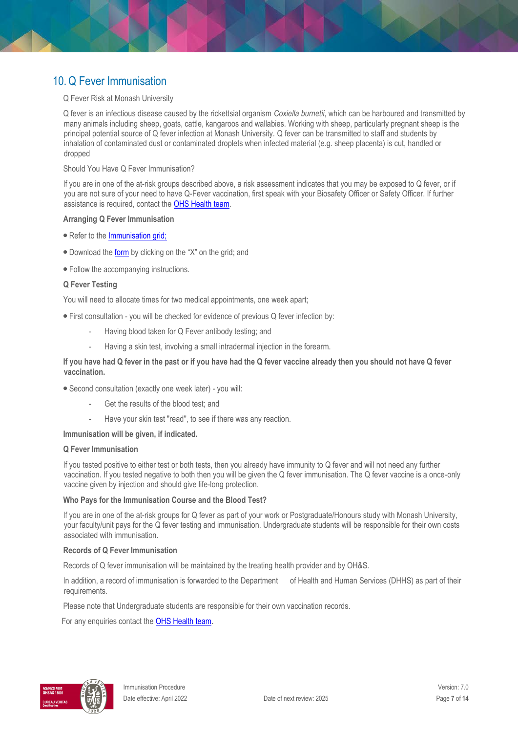## 10. Q Fever Immunisation

Q Fever Risk at Monash University

Q fever is an infectious disease caused by the rickettsial organism *Coxiella burnetii*, which can be harboured and transmitted by many animals including sheep, goats, cattle, kangaroos and wallabies. Working with sheep, particularly pregnant sheep is the principal potential source of Q fever infection at Monash University. Q fever can be transmitted to staff and students by inhalation of contaminated dust or contaminated droplets when infected material (e.g. sheep placenta) is cut, handled or dropped

Should You Have Q Fever Immunisation?

If you are in one of the at-risk groups described above, a risk assessment indicates that you may be exposed to Q fever, or if you are not sure of your need to have Q-Fever vaccination, first speak with your Biosafety Officer or Safety Officer. If further assistance is required, contact the OHS Health team.

**Arranging Q Fever Immunisation**

- Refer to the Immunisation grid;
- Download the form by clicking on the "X" on the grid; and
- Follow the accompanying instructions.

**Q Fever Testing**

You will need to allocate times for two medical appointments, one week apart;

- First consultation - you will be checked for evidence of previous Q fever infection by:
  - Having blood taken for Q Fever antibody testing; and
  - Having a skin test, involving a small intradermal injection in the forearm.

**If you have had Q fever in the past or if you have had the Q fever vaccine already then you should not have Q fever vaccination.**

- Second consultation (exactly one week later) - you will:
  - Get the results of the blood test; and
  - Have your skin test "read", to see if there was any reaction.

**Immunisation will be given, if indicated.**

**Q Fever Immunisation**

If you tested positive to either test or both tests, then you already have immunity to Q fever and will not need any further vaccination. If you tested negative to both then you will be given the Q fever immunisation. The Q fever vaccine is a once-only vaccine given by injection and should give life-long protection.

**Who Pays for the Immunisation Course and the Blood Test?**

If you are in one of the at-risk groups for Q fever as part of your work or Postgraduate/Honours study with Monash University, your faculty/unit pays for the Q fever testing and immunisation. Undergraduate students will be responsible for their own costs associated with immunisation.

**Records of Q Fever Immunisation**

Records of Q fever immunisation will be maintained by the treating health provider and by OH&S.

In addition, a record of immunisation is forwarded to the Department of Health and Human Services (DHHS) as part of their requirements.

Please note that Undergraduate students are responsible for their own vaccination records.

For any enquiries contact the OHS Health team.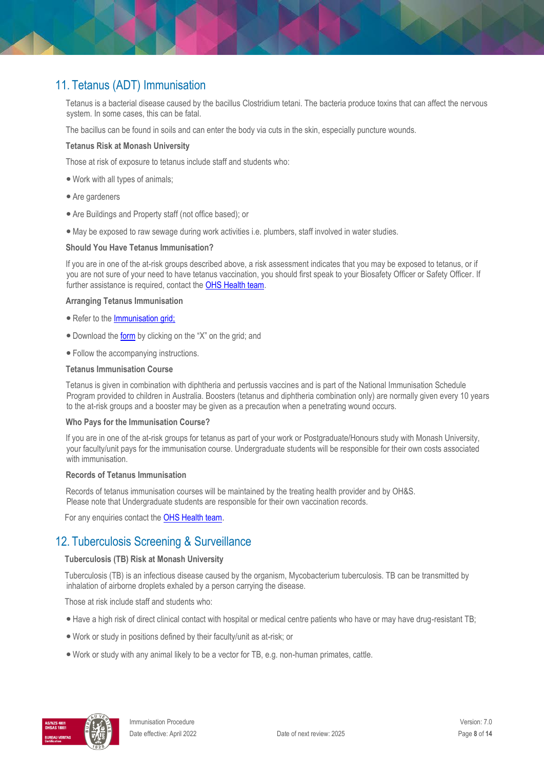## 11. Tetanus (ADT) Immunisation

Tetanus is a bacterial disease caused by the bacillus Clostridium tetani. The bacteria produce toxins that can affect the nervous system. In some cases, this can be fatal.

The bacillus can be found in soils and can enter the body via cuts in the skin, especially puncture wounds.

**Tetanus Risk at Monash University**

Those at risk of exposure to tetanus include staff and students who:

- Work with all types of animals;
- Are gardeners
- Are Buildings and Property staff (not office based); or
- May be exposed to raw sewage during work activities i.e. plumbers, staff involved in water studies.

**Should You Have Tetanus Immunisation?**

If you are in one of the at-risk groups described above, a risk assessment indicates that you may be exposed to tetanus, or if you are not sure of your need to have tetanus vaccination, you should first speak to your Biosafety Officer or Safety Officer. If further assistance is required, contact the OHS Health team.

**Arranging Tetanus Immunisation**

- Refer to the Immunisation grid;
- Download the form by clicking on the "X" on the grid; and
- Follow the accompanying instructions.

**Tetanus Immunisation Course**

Tetanus is given in combination with diphtheria and pertussis vaccines and is part of the National Immunisation Schedule Program provided to children in Australia. Boosters (tetanus and diphtheria combination only) are normally given every 10 years to the at-risk groups and a booster may be given as a precaution when a penetrating wound occurs.

**Who Pays for the Immunisation Course?**

If you are in one of the at-risk groups for tetanus as part of your work or Postgraduate/Honours study with Monash University, your faculty/unit pays for the immunisation course. Undergraduate students will be responsible for their own costs associated with immunisation.

**Records of Tetanus Immunisation**

Records of tetanus immunisation courses will be maintained by the treating health provider and by OH&S.
Please note that Undergraduate students are responsible for their own vaccination records.

For any enquiries contact the OHS Health team.

## 12. Tuberculosis Screening & Surveillance

**Tuberculosis (TB) Risk at Monash University**

Tuberculosis (TB) is an infectious disease caused by the organism, Mycobacterium tuberculosis. TB can be transmitted by inhalation of airborne droplets exhaled by a person carrying the disease.

Those at risk include staff and students who:

- Have a high risk of direct clinical contact with hospital or medical centre patients who have or may have drug-resistant TB;
- Work or study in positions defined by their faculty/unit as at-risk; or
- Work or study with any animal likely to be a vector for TB, e.g. non-human primates, cattle.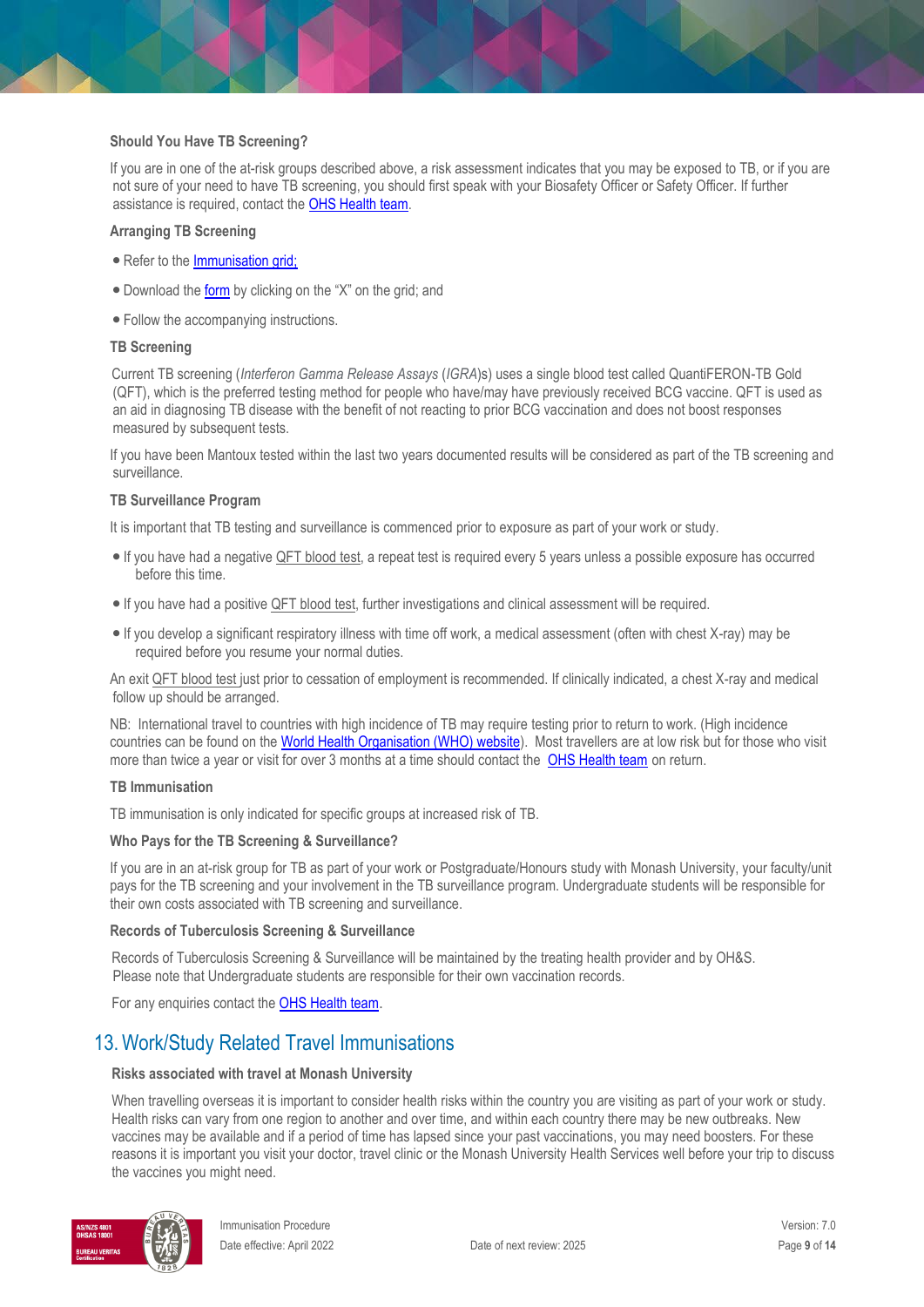**Should You Have TB Screening?**

If you are in one of the at-risk groups described above, a risk assessment indicates that you may be exposed to TB, or if you are not sure of your need to have TB screening, you should first speak with your Biosafety Officer or Safety Officer. If further assistance is required, contact the OHS Health team.

**Arranging TB Screening**

- Refer to the Immunisation grid;
- Download the form by clicking on the "X" on the grid; and
- Follow the accompanying instructions.

**TB Screening**

Current TB screening (*Interferon Gamma Release Assays* (*IGRA*)s) uses a single blood test called QuantiFERON-TB Gold (QFT), which is the preferred testing method for people who have/may have previously received BCG vaccine. QFT is used as an aid in diagnosing TB disease with the benefit of not reacting to prior BCG vaccination and does not boost responses measured by subsequent tests.

If you have been Mantoux tested within the last two years documented results will be considered as part of the TB screening and surveillance.

**TB Surveillance Program**

It is important that TB testing and surveillance is commenced prior to exposure as part of your work or study.

- If you have had a negative QFT blood test, a repeat test is required every 5 years unless a possible exposure has occurred before this time.
- If you have had a positive QFT blood test, further investigations and clinical assessment will be required.
- If you develop a significant respiratory illness with time off work, a medical assessment (often with chest X-ray) may be required before you resume your normal duties.

An exit QFT blood test just prior to cessation of employment is recommended. If clinically indicated, a chest X-ray and medical follow up should be arranged.

NB: International travel to countries with high incidence of TB may require testing prior to return to work. (High incidence countries can be found on the World Health Organisation (WHO) website). Most travellers are at low risk but for those who visit more than twice a year or visit for over 3 months at a time should contact the OHS Health team on return.

**TB Immunisation**

TB immunisation is only indicated for specific groups at increased risk of TB.

**Who Pays for the TB Screening & Surveillance?**

If you are in an at-risk group for TB as part of your work or Postgraduate/Honours study with Monash University, your faculty/unit pays for the TB screening and your involvement in the TB surveillance program. Undergraduate students will be responsible for their own costs associated with TB screening and surveillance.

**Records of Tuberculosis Screening & Surveillance**

Records of Tuberculosis Screening & Surveillance will be maintained by the treating health provider and by OH&S. Please note that Undergraduate students are responsible for their own vaccination records.

For any enquiries contact the OHS Health team.

## 13. Work/Study Related Travel Immunisations

**Risks associated with travel at Monash University**

When travelling overseas it is important to consider health risks within the country you are visiting as part of your work or study. Health risks can vary from one region to another and over time, and within each country there may be new outbreaks. New vaccines may be available and if a period of time has lapsed since your past vaccinations, you may need boosters. For these reasons it is important you visit your doctor, travel clinic or the Monash University Health Services well before your trip to discuss the vaccines you might need.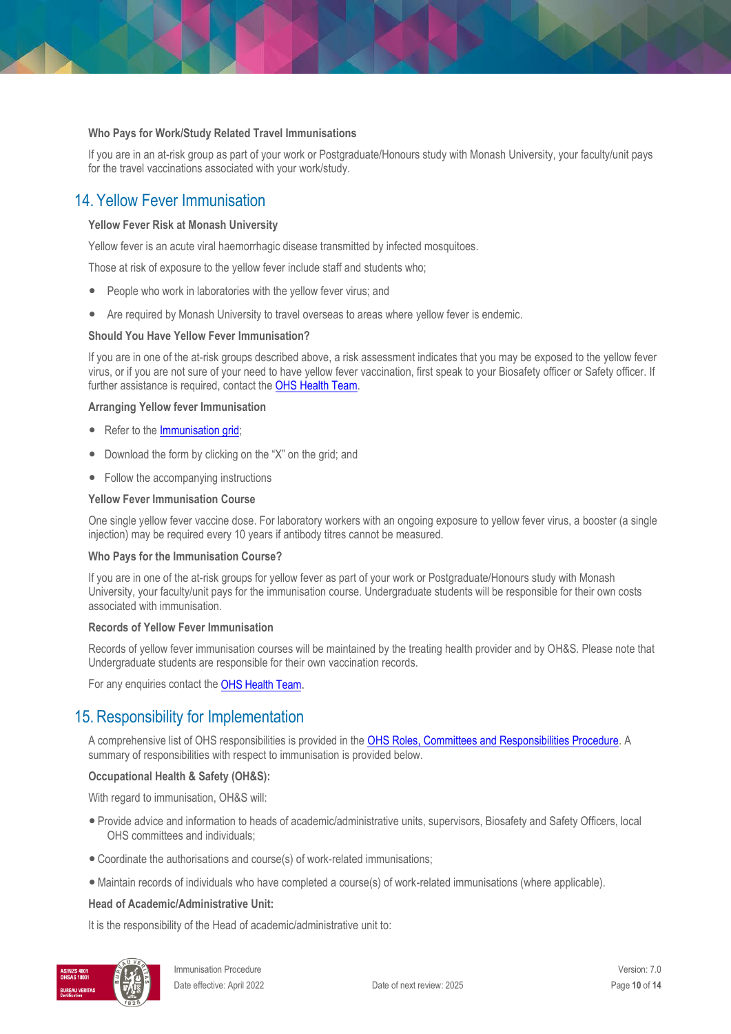### Who Pays for Work/Study Related Travel Immunisations

If you are in an at-risk group as part of your work or Postgraduate/Honours study with Monash University, your faculty/unit pays for the travel vaccinations associated with your work/study.

## 14. Yellow Fever Immunisation

### Yellow Fever Risk at Monash University

Yellow fever is an acute viral haemorrhagic disease transmitted by infected mosquitoes.

Those at risk of exposure to the yellow fever include staff and students who;

- People who work in laboratories with the yellow fever virus; and
- Are required by Monash University to travel overseas to areas where yellow fever is endemic.

### Should You Have Yellow Fever Immunisation?

If you are in one of the at-risk groups described above, a risk assessment indicates that you may be exposed to the yellow fever virus, or if you are not sure of your need to have yellow fever vaccination, first speak to your Biosafety officer or Safety officer. If further assistance is required, contact the OHS Health Team.

### Arranging Yellow fever Immunisation

- Refer to the Immunisation grid;
- Download the form by clicking on the "X" on the grid; and
- Follow the accompanying instructions

### Yellow Fever Immunisation Course

One single yellow fever vaccine dose. For laboratory workers with an ongoing exposure to yellow fever virus, a booster (a single injection) may be required every 10 years if antibody titres cannot be measured.

### Who Pays for the Immunisation Course?

If you are in one of the at-risk groups for yellow fever as part of your work or Postgraduate/Honours study with Monash University, your faculty/unit pays for the immunisation course. Undergraduate students will be responsible for their own costs associated with immunisation.

### Records of Yellow Fever Immunisation

Records of yellow fever immunisation courses will be maintained by the treating health provider and by OH&S. Please note that Undergraduate students are responsible for their own vaccination records.

For any enquiries contact the OHS Health Team.

## 15. Responsibility for Implementation

A comprehensive list of OHS responsibilities is provided in the OHS Roles, Committees and Responsibilities Procedure. A summary of responsibilities with respect to immunisation is provided below.

### Occupational Health & Safety (OH&S):

With regard to immunisation, OH&S will:

- Provide advice and information to heads of academic/administrative units, supervisors, Biosafety and Safety Officers, local OHS committees and individuals;
- Coordinate the authorisations and course(s) of work-related immunisations;
- Maintain records of individuals who have completed a course(s) of work-related immunisations (where applicable).

### Head of Academic/Administrative Unit:

It is the responsibility of the Head of academic/administrative unit to: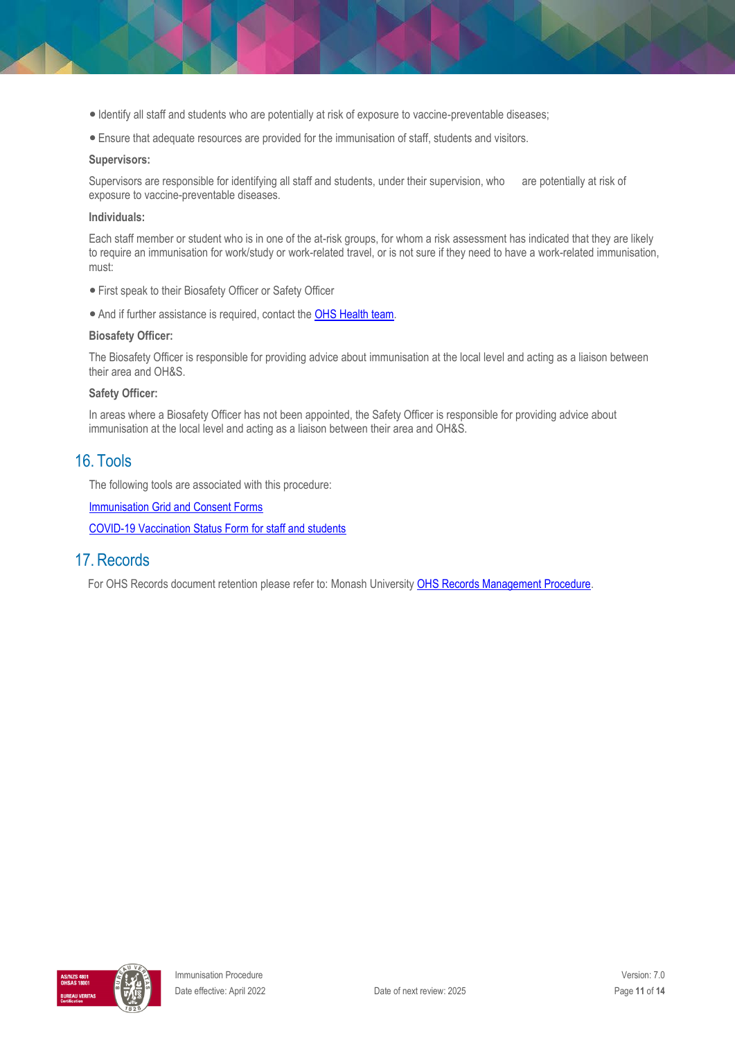- Identify all staff and students who are potentially at risk of exposure to vaccine-preventable diseases;
- Ensure that adequate resources are provided for the immunisation of staff, students and visitors.

**Supervisors:**

Supervisors are responsible for identifying all staff and students, under their supervision, who are potentially at risk of exposure to vaccine-preventable diseases.

**Individuals:**

Each staff member or student who is in one of the at-risk groups, for whom a risk assessment has indicated that they are likely to require an immunisation for work/study or work-related travel, or is not sure if they need to have a work-related immunisation, must:

- First speak to their Biosafety Officer or Safety Officer
- And if further assistance is required, contact the OHS Health team.

**Biosafety Officer:**

The Biosafety Officer is responsible for providing advice about immunisation at the local level and acting as a liaison between their area and OH&S.

**Safety Officer:**

In areas where a Biosafety Officer has not been appointed, the Safety Officer is responsible for providing advice about immunisation at the local level and acting as a liaison between their area and OH&S.

## 16. Tools

The following tools are associated with this procedure:

Immunisation Grid and Consent Forms

COVID-19 Vaccination Status Form for staff and students

## 17. Records

For OHS Records document retention please refer to: Monash University OHS Records Management Procedure.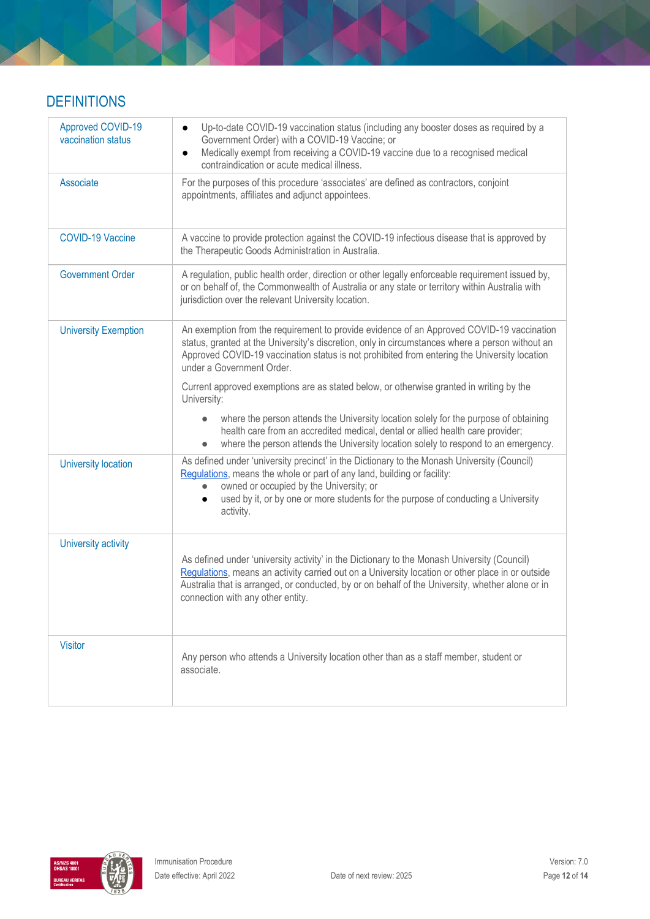## DEFINITIONS

| Term | Definition |
|---|---|
| Approved COVID-19 vaccination status | • Up-to-date COVID-19 vaccination status (including any booster doses as required by a Government Order) with a COVID-19 Vaccine; or<br>• Medically exempt from receiving a COVID-19 vaccine due to a recognised medical contraindication or acute medical illness. |
| Associate | For the purposes of this procedure 'associates' are defined as contractors, conjoint appointments, affiliates and adjunct appointees. |
| COVID-19 Vaccine | A vaccine to provide protection against the COVID-19 infectious disease that is approved by the Therapeutic Goods Administration in Australia. |
| Government Order | A regulation, public health order, direction or other legally enforceable requirement issued by, or on behalf of, the Commonwealth of Australia or any state or territory within Australia with jurisdiction over the relevant University location. |
| University Exemption | An exemption from the requirement to provide evidence of an Approved COVID-19 vaccination status, granted at the University's discretion, only in circumstances where a person without an Approved COVID-19 vaccination status is not prohibited from entering the University location under a Government Order.<br><br>Current approved exemptions are as stated below, or otherwise granted in writing by the University:<br><br>• where the person attends the University location solely for the purpose of obtaining health care from an accredited medical, dental or allied health care provider;<br>• where the person attends the University location solely to respond to an emergency. |
| University location | As defined under 'university precinct' in the Dictionary to the Monash University (Council) Regulations, means the whole or part of any land, building or facility:<br>• owned or occupied by the University; or<br>• used by it, or by one or more students for the purpose of conducting a University activity. |
| University activity | As defined under 'university activity' in the Dictionary to the Monash University (Council) Regulations, means an activity carried out on a University location or other place in or outside Australia that is arranged, or conducted, by or on behalf of the University, whether alone or in connection with any other entity. |
| Visitor | Any person who attends a University location other than as a staff member, student or associate. |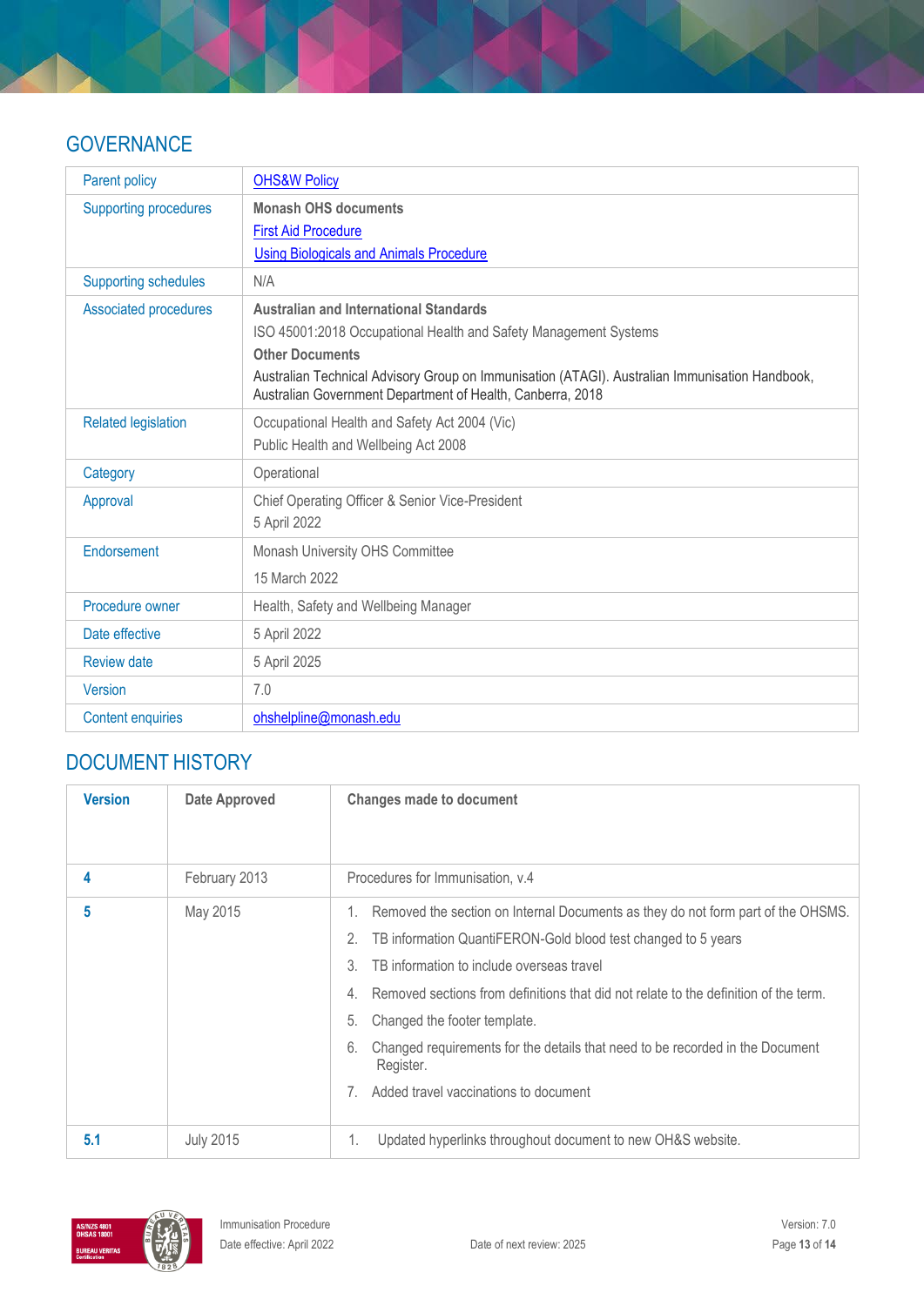## GOVERNANCE

| | |
|---|---|
| Parent policy | [OHS&W Policy]() |
| Supporting procedures | **Monash OHS documents**<br>[First Aid Procedure]()<br>[Using Biologicals and Animals Procedure]() |
| Supporting schedules | N/A |
| Associated procedures | **Australian and International Standards**<br>ISO 45001:2018 Occupational Health and Safety Management Systems<br>**Other Documents**<br>Australian Technical Advisory Group on Immunisation (ATAGI). Australian Immunisation Handbook, Australian Government Department of Health, Canberra, 2018 |
| Related legislation | Occupational Health and Safety Act 2004 (Vic)<br>Public Health and Wellbeing Act 2008 |
| Category | Operational |
| Approval | Chief Operating Officer & Senior Vice-President<br>5 April 2022 |
| Endorsement | Monash University OHS Committee<br>15 March 2022 |
| Procedure owner | Health, Safety and Wellbeing Manager |
| Date effective | 5 April 2022 |
| Review date | 5 April 2025 |
| Version | 7.0 |
| Content enquiries | [ohshelpline@monash.edu]() |

## DOCUMENT HISTORY

| Version | Date Approved | Changes made to document |
|---|---|---|
| **4** | February 2013 | Procedures for Immunisation, v.4 |
| **5** | May 2015 | 1. Removed the section on Internal Documents as they do not form part of the OHSMS.<br>2. TB information QuantiFERON-Gold blood test changed to 5 years<br>3. TB information to include overseas travel<br>4. Removed sections from definitions that did not relate to the definition of the term.<br>5. Changed the footer template.<br>6. Changed requirements for the details that need to be recorded in the Document Register.<br>7. Added travel vaccinations to document |
| **5.1** | July 2015 | 1. Updated hyperlinks throughout document to new OH&S website. |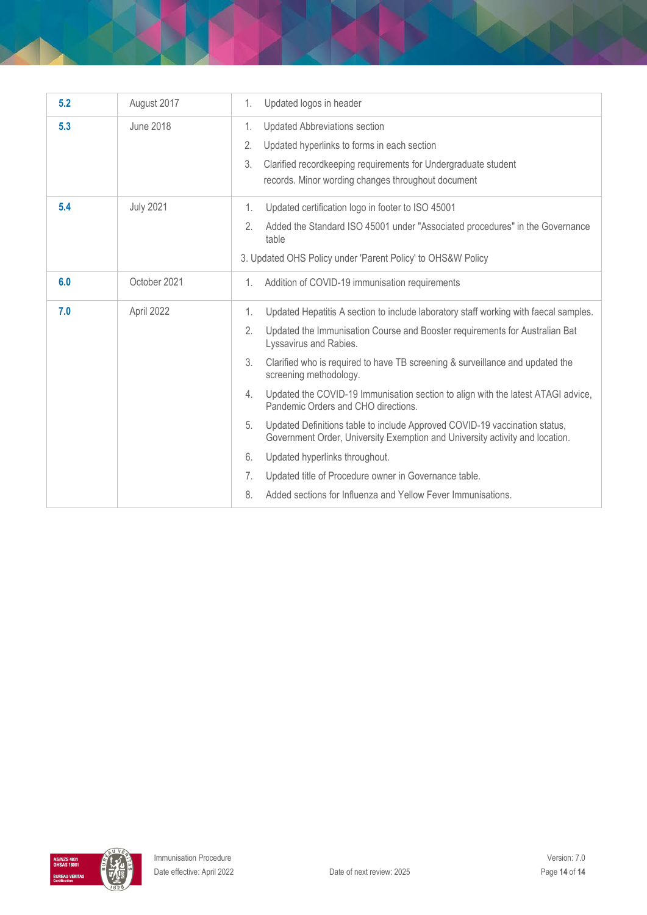| | | |
|---|---|---|
| **5.2** | August 2017 | 1. Updated logos in header |
| **5.3** | June 2018 | 1. Updated Abbreviations section<br>2. Updated hyperlinks to forms in each section<br>3. Clarified recordkeeping requirements for Undergraduate student records. Minor wording changes throughout document |
| **5.4** | July 2021 | 1. Updated certification logo in footer to ISO 45001<br>2. Added the Standard ISO 45001 under "Associated procedures" in the Governance table<br>3. Updated OHS Policy under 'Parent Policy' to OHS&W Policy |
| **6.0** | October 2021 | 1. Addition of COVID-19 immunisation requirements |
| **7.0** | April 2022 | 1. Updated Hepatitis A section to include laboratory staff working with faecal samples.<br>2. Updated the Immunisation Course and Booster requirements for Australian Bat Lyssavirus and Rabies.<br>3. Clarified who is required to have TB screening & surveillance and updated the screening methodology.<br>4. Updated the COVID-19 Immunisation section to align with the latest ATAGI advice, Pandemic Orders and CHO directions.<br>5. Updated Definitions table to include Approved COVID-19 vaccination status, Government Order, University Exemption and University activity and location.<br>6. Updated hyperlinks throughout.<br>7. Updated title of Procedure owner in Governance table.<br>8. Added sections for Influenza and Yellow Fever Immunisations. |